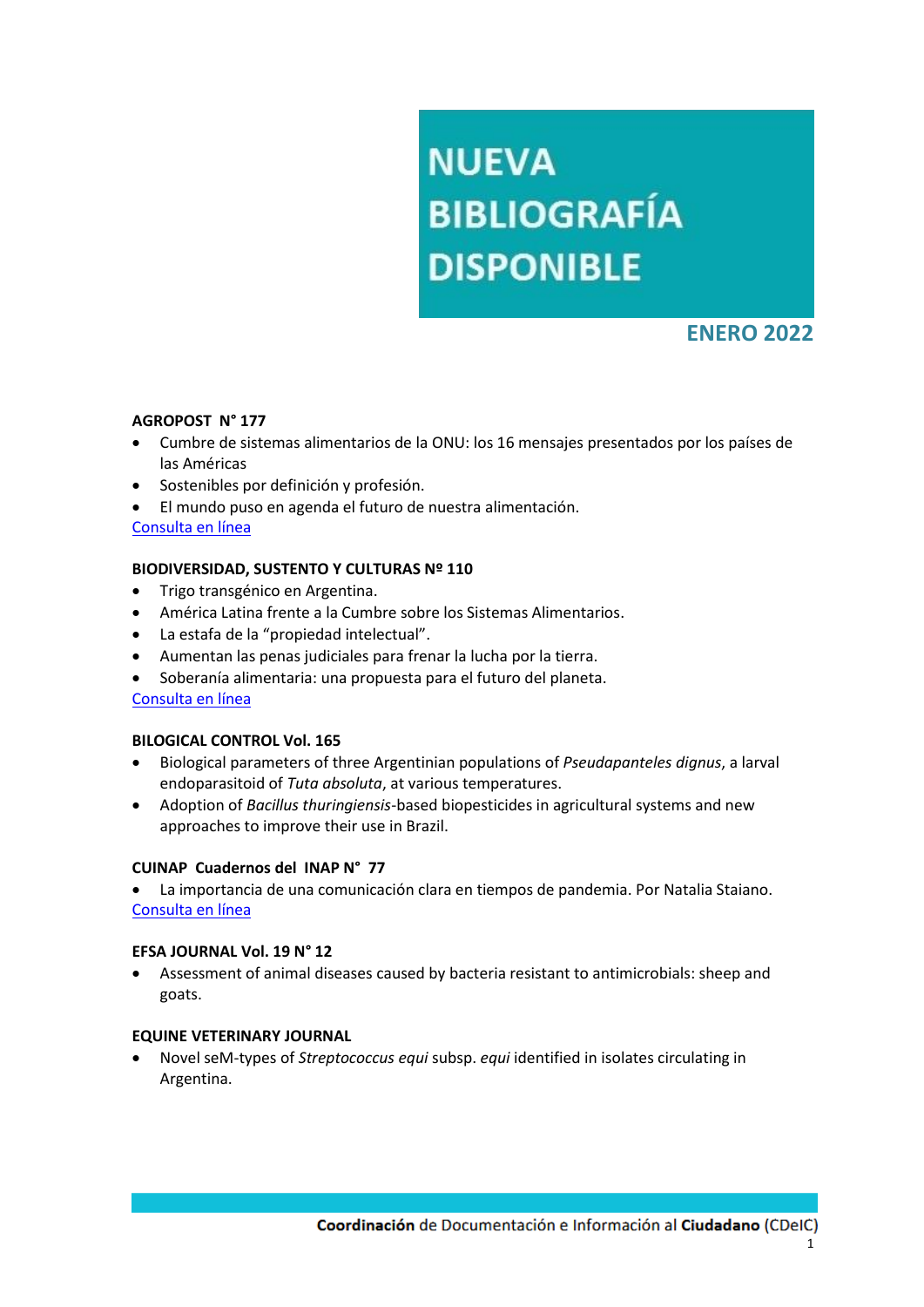# NUEVA BIBLIOGRAFÍA DISPONIBLE

## ENERO 2022

**AGROPOST N° 177**

- Cumbre de sistemas alimentarios de la ONU: los 16 mensajes presentados por los países de las Américas
- Sostenibles por definición y profesión.
- El mundo puso en agenda el futuro de nuestra alimentación.

Consulta en línea

**BIODIVERSIDAD, SUSTENTO Y CULTURAS Nº 110**

- Trigo transgénico en Argentina.
- América Latina frente a la Cumbre sobre los Sistemas Alimentarios.
- La estafa de la "propiedad intelectual".
- Aumentan las penas judiciales para frenar la lucha por la tierra.
- Soberanía alimentaria: una propuesta para el futuro del planeta.

Consulta en línea

**BILOGICAL CONTROL Vol. 165**

- Biological parameters of three Argentinian populations of *Pseudapanteles dignus*, a larval endoparasitoid of *Tuta absoluta*, at various temperatures.
- Adoption of *Bacillus thuringiensis*-based biopesticides in agricultural systems and new approaches to improve their use in Brazil.

**CUINAP Cuadernos del INAP N° 77**

- La importancia de una comunicación clara en tiempos de pandemia. Por Natalia Staiano.

Consulta en línea

**EFSA JOURNAL Vol. 19 N° 12**

- Assessment of animal diseases caused by bacteria resistant to antimicrobials: sheep and goats.

**EQUINE VETERINARY JOURNAL**

- Novel seM-types of *Streptococcus equi* subsp. *equi* identified in isolates circulating in Argentina.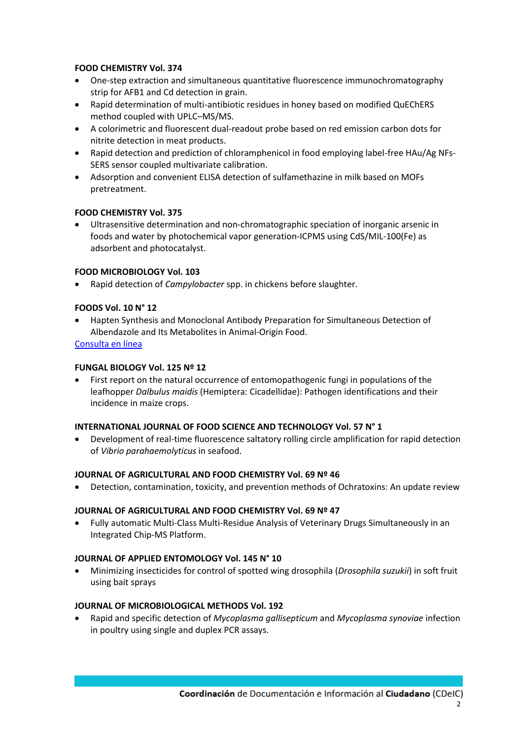**FOOD CHEMISTRY Vol. 374**

- One-step extraction and simultaneous quantitative fluorescence immunochromatography strip for AFB1 and Cd detection in grain.
- Rapid determination of multi-antibiotic residues in honey based on modified QuEChERS method coupled with UPLC–MS/MS.
- A colorimetric and fluorescent dual-readout probe based on red emission carbon dots for nitrite detection in meat products.
- Rapid detection and prediction of chloramphenicol in food employing label-free HAu/Ag NFs-SERS sensor coupled multivariate calibration.
- Adsorption and convenient ELISA detection of sulfamethazine in milk based on MOFs pretreatment.

**FOOD CHEMISTRY Vol. 375**

- Ultrasensitive determination and non-chromatographic speciation of inorganic arsenic in foods and water by photochemical vapor generation-ICPMS using CdS/MIL-100(Fe) as adsorbent and photocatalyst.

**FOOD MICROBIOLOGY Vol. 103**

- Rapid detection of *Campylobacter* spp. in chickens before slaughter.

**FOODS Vol. 10 N° 12**

- Hapten Synthesis and Monoclonal Antibody Preparation for Simultaneous Detection of Albendazole and Its Metabolites in Animal-Origin Food.

Consulta en línea

**FUNGAL BIOLOGY Vol. 125 Nº 12**

- First report on the natural occurrence of entomopathogenic fungi in populations of the leafhopper *Dalbulus maidis* (Hemiptera: Cicadellidae): Pathogen identifications and their incidence in maize crops.

**INTERNATIONAL JOURNAL OF FOOD SCIENCE AND TECHNOLOGY Vol. 57 N° 1**

- Development of real-time fluorescence saltatory rolling circle amplification for rapid detection of *Vibrio parahaemolyticus* in seafood.

**JOURNAL OF AGRICULTURAL AND FOOD CHEMISTRY Vol. 69 Nº 46**

- Detection, contamination, toxicity, and prevention methods of Ochratoxins: An update review

**JOURNAL OF AGRICULTURAL AND FOOD CHEMISTRY Vol. 69 Nº 47**

- Fully automatic Multi-Class Multi-Residue Analysis of Veterinary Drugs Simultaneously in an Integrated Chip-MS Platform.

**JOURNAL OF APPLIED ENTOMOLOGY Vol. 145 N° 10**

- Minimizing insecticides for control of spotted wing drosophila (*Drosophila suzukii*) in soft fruit using bait sprays

**JOURNAL OF MICROBIOLOGICAL METHODS Vol. 192**

- Rapid and specific detection of *Mycoplasma gallisepticum* and *Mycoplasma synoviae* infection in poultry using single and duplex PCR assays.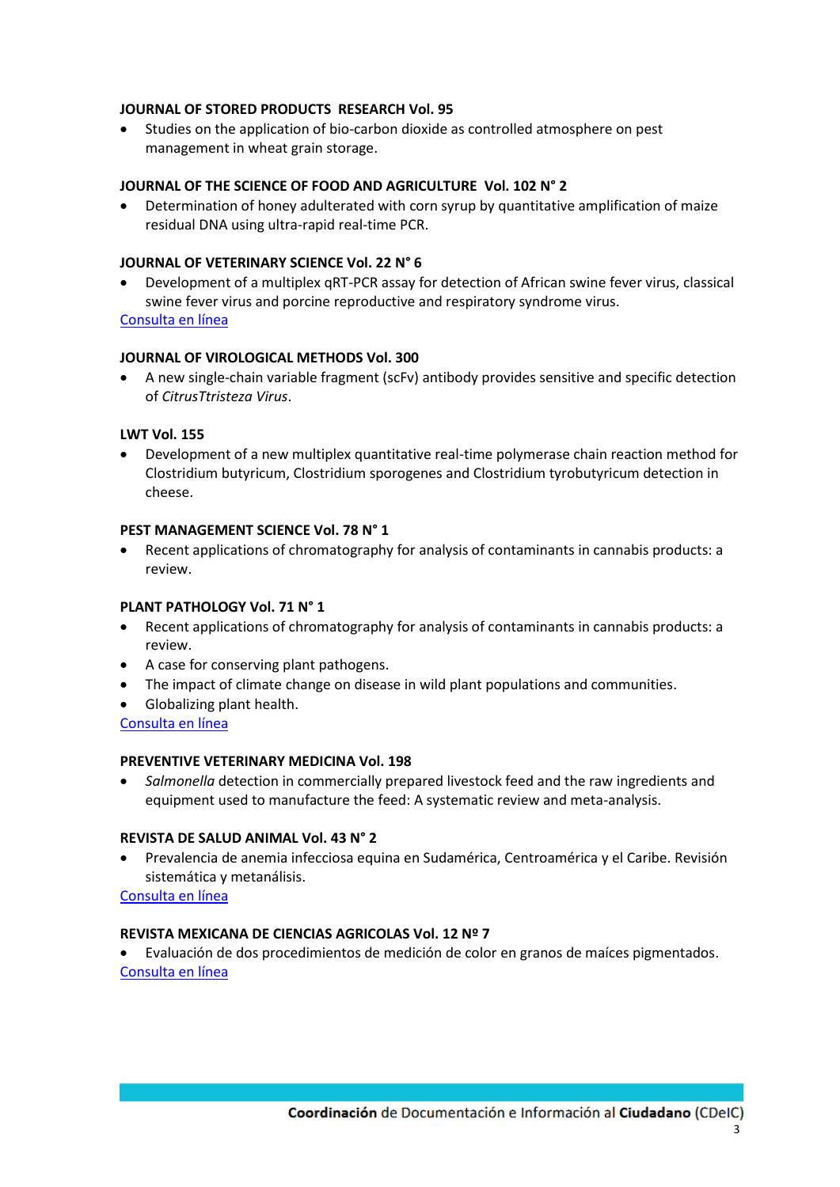**JOURNAL OF STORED PRODUCTS RESEARCH Vol. 95**

- Studies on the application of bio-carbon dioxide as controlled atmosphere on pest management in wheat grain storage.

**JOURNAL OF THE SCIENCE OF FOOD AND AGRICULTURE Vol. 102 N° 2**

- Determination of honey adulterated with corn syrup by quantitative amplification of maize residual DNA using ultra-rapid real-time PCR.

**JOURNAL OF VETERINARY SCIENCE Vol. 22 N° 6**

- Development of a multiplex qRT-PCR assay for detection of African swine fever virus, classical swine fever virus and porcine reproductive and respiratory syndrome virus.

Consulta en línea

**JOURNAL OF VIROLOGICAL METHODS Vol. 300**

- A new single-chain variable fragment (scFv) antibody provides sensitive and specific detection of *CitrusTtristeza Virus*.

**LWT Vol. 155**

- Development of a new multiplex quantitative real-time polymerase chain reaction method for Clostridium butyricum, Clostridium sporogenes and Clostridium tyrobutyricum detection in cheese.

**PEST MANAGEMENT SCIENCE Vol. 78 N° 1**

- Recent applications of chromatography for analysis of contaminants in cannabis products: a review.

**PLANT PATHOLOGY Vol. 71 N° 1**

- Recent applications of chromatography for analysis of contaminants in cannabis products: a review.
- A case for conserving plant pathogens.
- The impact of climate change on disease in wild plant populations and communities.
- Globalizing plant health.

Consulta en línea

**PREVENTIVE VETERINARY MEDICINA Vol. 198**

- *Salmonella* detection in commercially prepared livestock feed and the raw ingredients and equipment used to manufacture the feed: A systematic review and meta-analysis.

**REVISTA DE SALUD ANIMAL Vol. 43 N° 2**

- Prevalencia de anemia infecciosa equina en Sudamérica, Centroamérica y el Caribe. Revisión sistemática y metanálisis.

Consulta en línea

**REVISTA MEXICANA DE CIENCIAS AGRICOLAS Vol. 12 Nº 7**

- Evaluación de dos procedimientos de medición de color en granos de maíces pigmentados.

Consulta en línea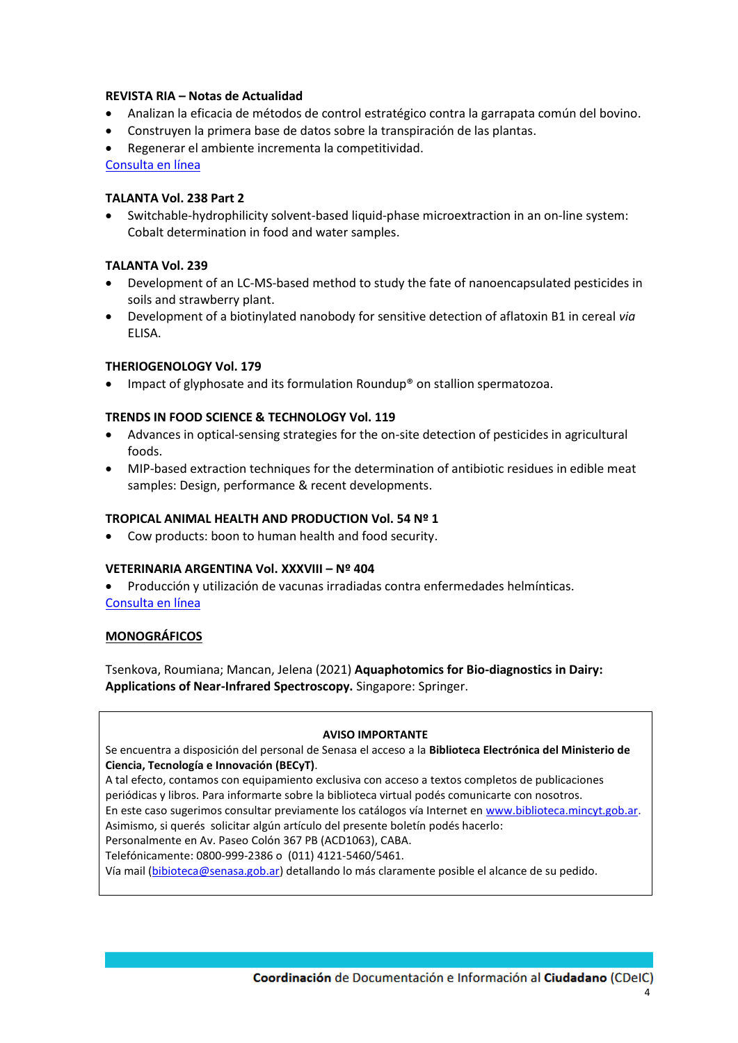**REVISTA RIA – Notas de Actualidad**

- Analizan la eficacia de métodos de control estratégico contra la garrapata común del bovino.
- Construyen la primera base de datos sobre la transpiración de las plantas.
- Regenerar el ambiente incrementa la competitividad.

[Consulta en línea]

**TALANTA Vol. 238 Part 2**

- Switchable-hydrophilicity solvent-based liquid-phase microextraction in an on-line system: Cobalt determination in food and water samples.

**TALANTA Vol. 239**

- Development of an LC-MS-based method to study the fate of nanoencapsulated pesticides in soils and strawberry plant.
- Development of a biotinylated nanobody for sensitive detection of aflatoxin B1 in cereal *via* ELISA.

**THERIOGENOLOGY Vol. 179**

- Impact of glyphosate and its formulation Roundup® on stallion spermatozoa.

**TRENDS IN FOOD SCIENCE & TECHNOLOGY Vol. 119**

- Advances in optical-sensing strategies for the on-site detection of pesticides in agricultural foods.
- MIP-based extraction techniques for the determination of antibiotic residues in edible meat samples: Design, performance & recent developments.

**TROPICAL ANIMAL HEALTH AND PRODUCTION Vol. 54 Nº 1**

- Cow products: boon to human health and food security.

**VETERINARIA ARGENTINA Vol. XXXVIII – Nº 404**

- Producción y utilización de vacunas irradiadas contra enfermedades helmínticas.

[Consulta en línea]

## MONOGRÁFICOS

Tsenkova, Roumiana; Mancan, Jelena (2021) **Aquaphotomics for Bio-diagnostics in Dairy: Applications of Near-Infrared Spectroscopy.** Singapore: Springer.

---

**AVISO IMPORTANTE**

Se encuentra a disposición del personal de Senasa el acceso a la **Biblioteca Electrónica del Ministerio de Ciencia, Tecnología e Innovación (BECyT)**.
A tal efecto, contamos con equipamiento exclusiva con acceso a textos completos de publicaciones periódicas y libros. Para informarte sobre la biblioteca virtual podés comunicarte con nosotros.
En este caso sugerimos consultar previamente los catálogos vía Internet en www.biblioteca.mincyt.gob.ar.
Asimismo, si querés solicitar algún artículo del presente boletín podés hacerlo:
Personalmente en Av. Paseo Colón 367 PB (ACD1063), CABA.
Telefónicamente: 0800-999-2386 o (011) 4121-5460/5461.
Vía mail (bibioteca@senasa.gob.ar) detallando lo más claramente posible el alcance de su pedido.

---